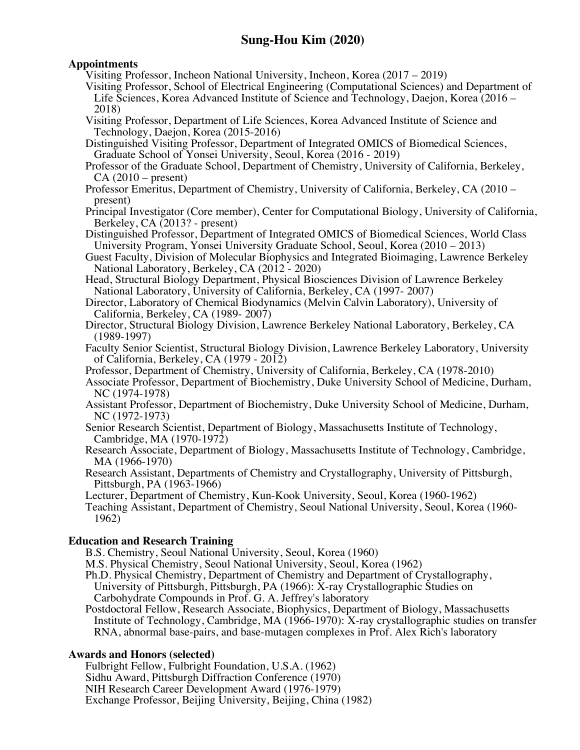# Sung-Hou Kim (2020)

## Appointments

- Visiting Professor, Incheon National University, Incheon, Korea (2017 – 2019)
- Visiting Professor, School of Electrical Engineering (Computational Sciences) and Department of Life Sciences, Korea Advanced Institute of Science and Technology, Daejon, Korea (2016 – 2018)
- Visiting Professor, Department of Life Sciences, Korea Advanced Institute of Science and Technology, Daejon, Korea (2015-2016)
- Distinguished Visiting Professor, Department of Integrated OMICS of Biomedical Sciences, Graduate School of Yonsei University, Seoul, Korea (2016 - 2019)
- Professor of the Graduate School, Department of Chemistry, University of California, Berkeley, CA (2010 – present)
- Professor Emeritus, Department of Chemistry, University of California, Berkeley, CA (2010 – present)
- Principal Investigator (Core member), Center for Computational Biology, University of California, Berkeley, CA (2013? - present)
- Distinguished Professor, Department of Integrated OMICS of Biomedical Sciences, World Class University Program, Yonsei University Graduate School, Seoul, Korea (2010 – 2013)
- Guest Faculty, Division of Molecular Biophysics and Integrated Bioimaging, Lawrence Berkeley National Laboratory, Berkeley, CA (2012 - 2020)
- Head, Structural Biology Department, Physical Biosciences Division of Lawrence Berkeley National Laboratory, University of California, Berkeley, CA (1997- 2007)
- Director, Laboratory of Chemical Biodynamics (Melvin Calvin Laboratory), University of California, Berkeley, CA (1989- 2007)
- Director, Structural Biology Division, Lawrence Berkeley National Laboratory, Berkeley, CA (1989-1997)
- Faculty Senior Scientist, Structural Biology Division, Lawrence Berkeley Laboratory, University of California, Berkeley, CA (1979 - 2012)
- Professor, Department of Chemistry, University of California, Berkeley, CA (1978-2010)
- Associate Professor, Department of Biochemistry, Duke University School of Medicine, Durham, NC (1974-1978)
- Assistant Professor, Department of Biochemistry, Duke University School of Medicine, Durham, NC (1972-1973)
- Senior Research Scientist, Department of Biology, Massachusetts Institute of Technology, Cambridge, MA (1970-1972)
- Research Associate, Department of Biology, Massachusetts Institute of Technology, Cambridge, MA (1966-1970)
- Research Assistant, Departments of Chemistry and Crystallography, University of Pittsburgh, Pittsburgh, PA (1963-1966)
- Lecturer, Department of Chemistry, Kun-Kook University, Seoul, Korea (1960-1962)
- Teaching Assistant, Department of Chemistry, Seoul National University, Seoul, Korea (1960-1962)

## Education and Research Training

- B.S. Chemistry, Seoul National University, Seoul, Korea (1960)
- M.S. Physical Chemistry, Seoul National University, Seoul, Korea (1962)
- Ph.D. Physical Chemistry, Department of Chemistry and Department of Crystallography, University of Pittsburgh, Pittsburgh, PA (1966): X-ray Crystallographic Studies on Carbohydrate Compounds in Prof. G. A. Jeffrey's laboratory
- Postdoctoral Fellow, Research Associate, Biophysics, Department of Biology, Massachusetts Institute of Technology, Cambridge, MA (1966-1970): X-ray crystallographic studies on transfer RNA, abnormal base-pairs, and base-mutagen complexes in Prof. Alex Rich's laboratory

## Awards and Honors (selected)

- Fulbright Fellow, Fulbright Foundation, U.S.A. (1962)
- Sidhu Award, Pittsburgh Diffraction Conference (1970)
- NIH Research Career Development Award (1976-1979)
- Exchange Professor, Beijing University, Beijing, China (1982)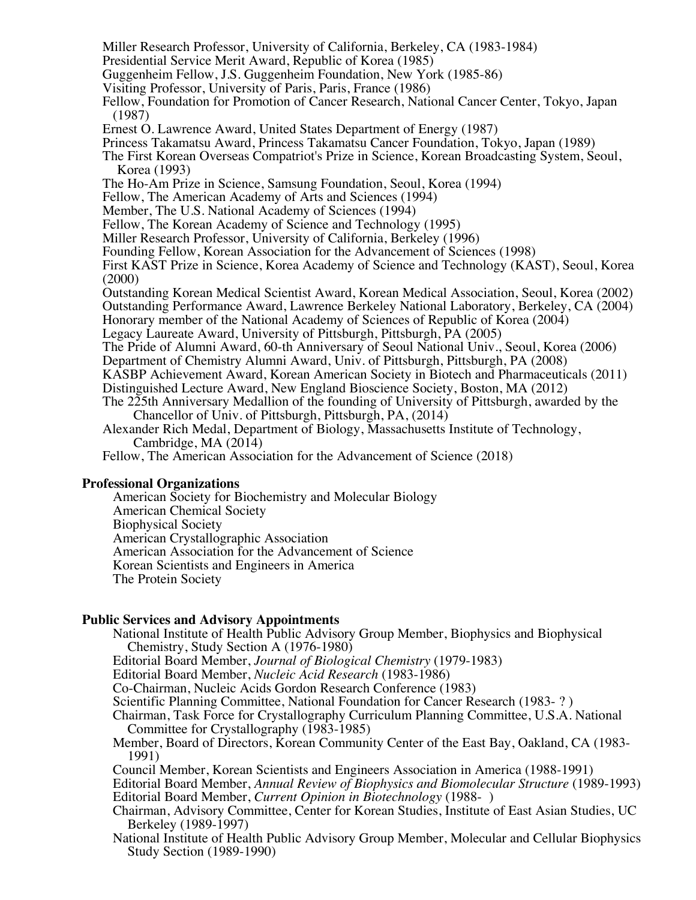Miller Research Professor, University of California, Berkeley, CA (1983-1984)
Presidential Service Merit Award, Republic of Korea (1985)
Guggenheim Fellow, J.S. Guggenheim Foundation, New York (1985-86)
Visiting Professor, University of Paris, Paris, France (1986)
Fellow, Foundation for Promotion of Cancer Research, National Cancer Center, Tokyo, Japan (1987)
Ernest O. Lawrence Award, United States Department of Energy (1987)
Princess Takamatsu Award, Princess Takamatsu Cancer Foundation, Tokyo, Japan (1989)
The First Korean Overseas Compatriot's Prize in Science, Korean Broadcasting System, Seoul, Korea (1993)
The Ho-Am Prize in Science, Samsung Foundation, Seoul, Korea (1994)
Fellow, The American Academy of Arts and Sciences (1994)
Member, The U.S. National Academy of Sciences (1994)
Fellow, The Korean Academy of Science and Technology (1995)
Miller Research Professor, University of California, Berkeley (1996)
Founding Fellow, Korean Association for the Advancement of Sciences (1998)
First KAST Prize in Science, Korea Academy of Science and Technology (KAST), Seoul, Korea (2000)
Outstanding Korean Medical Scientist Award, Korean Medical Association, Seoul, Korea (2002)
Outstanding Performance Award, Lawrence Berkeley National Laboratory, Berkeley, CA (2004)
Honorary member of the National Academy of Sciences of Republic of Korea (2004)
Legacy Laureate Award, University of Pittsburgh, Pittsburgh, PA (2005)
The Pride of Alumni Award, 60-th Anniversary of Seoul National Univ., Seoul, Korea (2006)
Department of Chemistry Alumni Award, Univ. of Pittsburgh, Pittsburgh, PA (2008)
KASBP Achievement Award, Korean American Society in Biotech and Pharmaceuticals (2011)
Distinguished Lecture Award, New England Bioscience Society, Boston, MA (2012)
The 225th Anniversary Medallion of the founding of University of Pittsburgh, awarded by the Chancellor of Univ. of Pittsburgh, Pittsburgh, PA, (2014)
Alexander Rich Medal, Department of Biology, Massachusetts Institute of Technology, Cambridge, MA (2014)
Fellow, The American Association for the Advancement of Science (2018)

**Professional Organizations**

American Society for Biochemistry and Molecular Biology
American Chemical Society
Biophysical Society
American Crystallographic Association
American Association for the Advancement of Science
Korean Scientists and Engineers in America
The Protein Society

**Public Services and Advisory Appointments**

National Institute of Health Public Advisory Group Member, Biophysics and Biophysical Chemistry, Study Section A (1976-1980)
Editorial Board Member, *Journal of Biological Chemistry* (1979-1983)
Editorial Board Member, *Nucleic Acid Research* (1983-1986)
Co-Chairman, Nucleic Acids Gordon Research Conference (1983)
Scientific Planning Committee, National Foundation for Cancer Research (1983- ? )
Chairman, Task Force for Crystallography Curriculum Planning Committee, U.S.A. National Committee for Crystallography (1983-1985)
Member, Board of Directors, Korean Community Center of the East Bay, Oakland, CA (1983-1991)
Council Member, Korean Scientists and Engineers Association in America (1988-1991)
Editorial Board Member, *Annual Review of Biophysics and Biomolecular Structure* (1989-1993)
Editorial Board Member, *Current Opinion in Biotechnology* (1988- )
Chairman, Advisory Committee, Center for Korean Studies, Institute of East Asian Studies, UC Berkeley (1989-1997)
National Institute of Health Public Advisory Group Member, Molecular and Cellular Biophysics Study Section (1989-1990)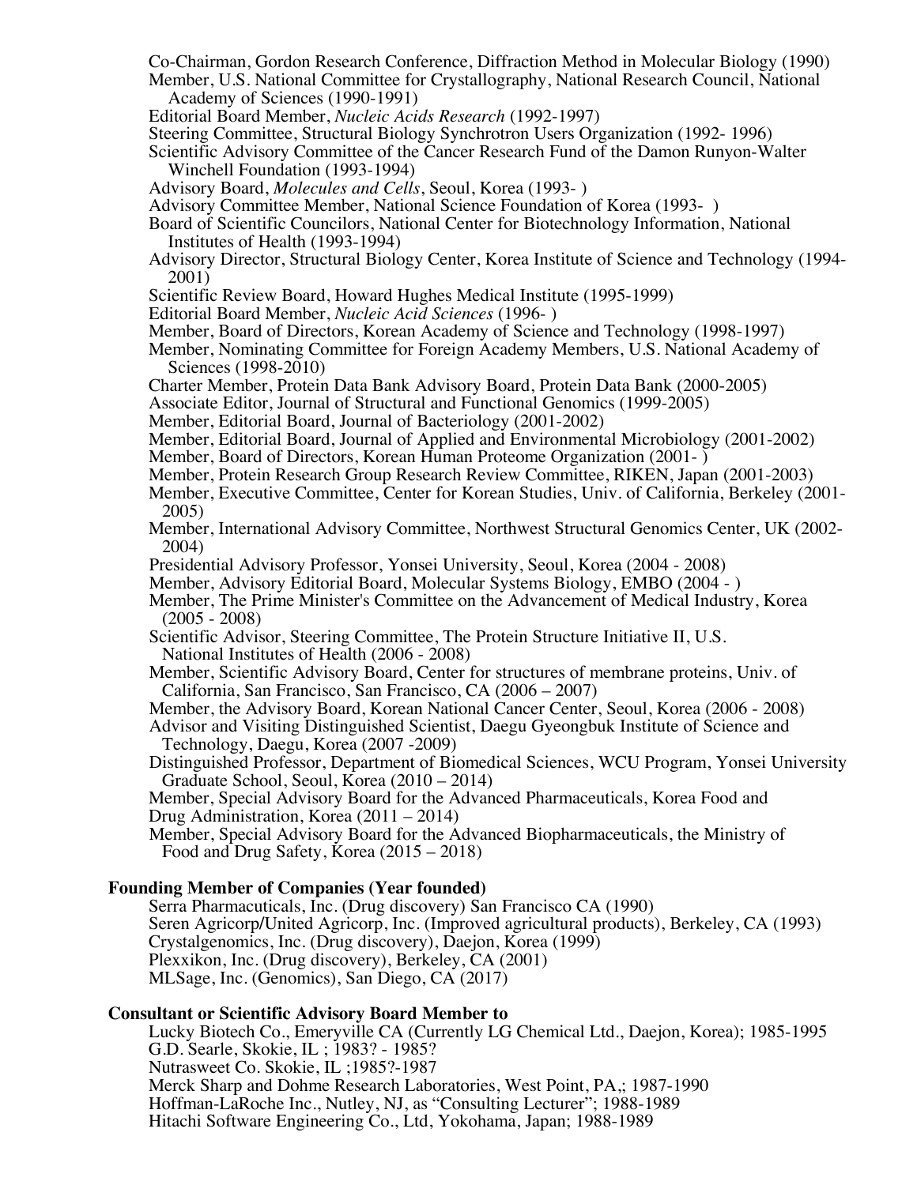Co-Chairman, Gordon Research Conference, Diffraction Method in Molecular Biology (1990)
Member, U.S. National Committee for Crystallography, National Research Council, National Academy of Sciences (1990-1991)
Editorial Board Member, *Nucleic Acids Research* (1992-1997)
Steering Committee, Structural Biology Synchrotron Users Organization (1992- 1996)
Scientific Advisory Committee of the Cancer Research Fund of the Damon Runyon-Walter Winchell Foundation (1993-1994)
Advisory Board, *Molecules and Cells*, Seoul, Korea (1993- )
Advisory Committee Member, National Science Foundation of Korea (1993- )
Board of Scientific Councilors, National Center for Biotechnology Information, National Institutes of Health (1993-1994)
Advisory Director, Structural Biology Center, Korea Institute of Science and Technology (1994-2001)
Scientific Review Board, Howard Hughes Medical Institute (1995-1999)
Editorial Board Member, *Nucleic Acid Sciences* (1996- )
Member, Board of Directors, Korean Academy of Science and Technology (1998-1997)
Member, Nominating Committee for Foreign Academy Members, U.S. National Academy of Sciences (1998-2010)
Charter Member, Protein Data Bank Advisory Board, Protein Data Bank (2000-2005)
Associate Editor, Journal of Structural and Functional Genomics (1999-2005)
Member, Editorial Board, Journal of Bacteriology (2001-2002)
Member, Editorial Board, Journal of Applied and Environmental Microbiology (2001-2002)
Member, Board of Directors, Korean Human Proteome Organization (2001- )
Member, Protein Research Group Research Review Committee, RIKEN, Japan (2001-2003)
Member, Executive Committee, Center for Korean Studies, Univ. of California, Berkeley (2001-2005)
Member, International Advisory Committee, Northwest Structural Genomics Center, UK (2002-2004)
Presidential Advisory Professor, Yonsei University, Seoul, Korea (2004 - 2008)
Member, Advisory Editorial Board, Molecular Systems Biology, EMBO (2004 - )
Member, The Prime Minister's Committee on the Advancement of Medical Industry, Korea (2005 - 2008)
Scientific Advisor, Steering Committee, The Protein Structure Initiative II, U.S. National Institutes of Health (2006 - 2008)
Member, Scientific Advisory Board, Center for structures of membrane proteins, Univ. of California, San Francisco, San Francisco, CA (2006 – 2007)
Member, the Advisory Board, Korean National Cancer Center, Seoul, Korea (2006 - 2008)
Advisor and Visiting Distinguished Scientist, Daegu Gyeongbuk Institute of Science and Technology, Daegu, Korea (2007 -2009)
Distinguished Professor, Department of Biomedical Sciences, WCU Program, Yonsei University Graduate School, Seoul, Korea (2010 – 2014)
Member, Special Advisory Board for the Advanced Pharmaceuticals, Korea Food and Drug Administration, Korea (2011 – 2014)
Member, Special Advisory Board for the Advanced Biopharmaceuticals, the Ministry of Food and Drug Safety, Korea (2015 – 2018)

**Founding Member of Companies (Year founded)**

Serra Pharmacuticals, Inc. (Drug discovery) San Francisco CA (1990)
Seren Agricorp/United Agricorp, Inc. (Improved agricultural products), Berkeley, CA (1993)
Crystalgenomics, Inc. (Drug discovery), Daejon, Korea (1999)
Plexxikon, Inc. (Drug discovery), Berkeley, CA (2001)
MLSage, Inc. (Genomics), San Diego, CA (2017)

**Consultant or Scientific Advisory Board Member to**

Lucky Biotech Co., Emeryville CA (Currently LG Chemical Ltd., Daejon, Korea); 1985-1995
G.D. Searle, Skokie, IL ; 1983? - 1985?
Nutrasweet Co. Skokie, IL ;1985?-1987
Merck Sharp and Dohme Research Laboratories, West Point, PA,; 1987-1990
Hoffman-LaRoche Inc., Nutley, NJ, as "Consulting Lecturer"; 1988-1989
Hitachi Software Engineering Co., Ltd, Yokohama, Japan; 1988-1989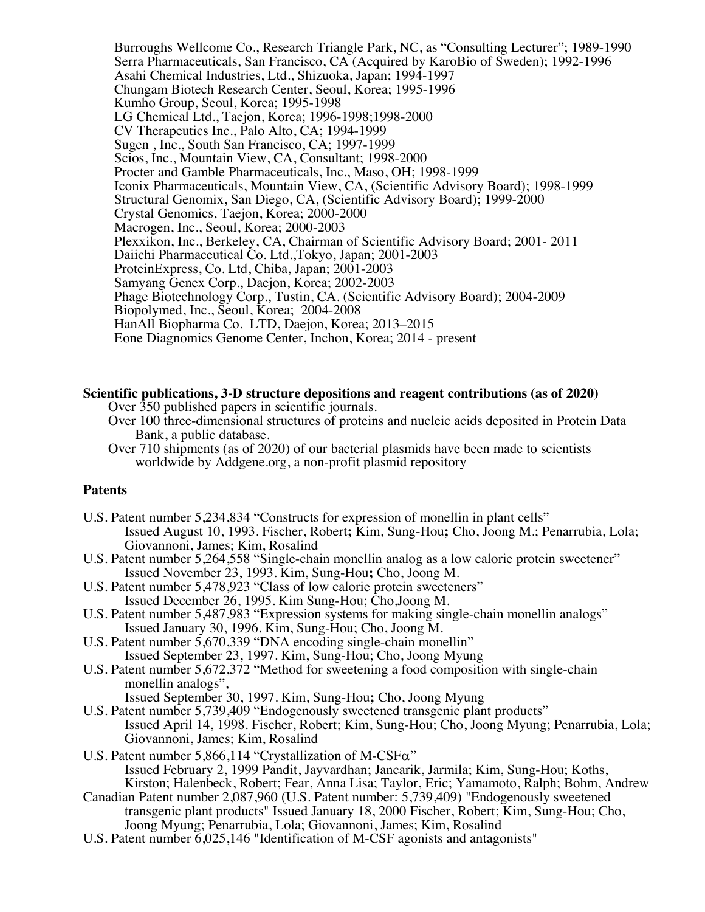Burroughs Wellcome Co., Research Triangle Park, NC, as "Consulting Lecturer"; 1989-1990
Serra Pharmaceuticals, San Francisco, CA (Acquired by KaroBio of Sweden); 1992-1996
Asahi Chemical Industries, Ltd., Shizuoka, Japan; 1994-1997
Chungam Biotech Research Center, Seoul, Korea; 1995-1996
Kumho Group, Seoul, Korea; 1995-1998
LG Chemical Ltd., Taejon, Korea; 1996-1998;1998-2000
CV Therapeutics Inc., Palo Alto, CA; 1994-1999
Sugen , Inc., South San Francisco, CA; 1997-1999
Scios, Inc., Mountain View, CA, Consultant; 1998-2000
Procter and Gamble Pharmaceuticals, Inc., Maso, OH; 1998-1999
Iconix Pharmaceuticals, Mountain View, CA, (Scientific Advisory Board); 1998-1999
Structural Genomix, San Diego, CA, (Scientific Advisory Board); 1999-2000
Crystal Genomics, Taejon, Korea; 2000-2000
Macrogen, Inc., Seoul, Korea; 2000-2003
Plexxikon, Inc., Berkeley, CA, Chairman of Scientific Advisory Board; 2001- 2011
Daiichi Pharmaceutical Co. Ltd.,Tokyo, Japan; 2001-2003
ProteinExpress, Co. Ltd, Chiba, Japan; 2001-2003
Samyang Genex Corp., Daejon, Korea; 2002-2003
Phage Biotechnology Corp., Tustin, CA. (Scientific Advisory Board); 2004-2009
Biopolymed, Inc., Seoul, Korea; 2004-2008
HanAll Biopharma Co. LTD, Daejon, Korea; 2013–2015
Eone Diagnomics Genome Center, Inchon, Korea; 2014 - present

**Scientific publications, 3-D structure depositions and reagent contributions (as of 2020)**

Over 350 published papers in scientific journals.
Over 100 three-dimensional structures of proteins and nucleic acids deposited in Protein Data Bank, a public database.
Over 710 shipments (as of 2020) of our bacterial plasmids have been made to scientists worldwide by Addgene.org, a non-profit plasmid repository

**Patents**

U.S. Patent number 5,234,834 "Constructs for expression of monellin in plant cells"
Issued August 10, 1993. Fischer, Robert**;** Kim, Sung-Hou**;** Cho, Joong M.; Penarrubia, Lola; Giovannoni, James; Kim, Rosalind

U.S. Patent number 5,264,558 "Single-chain monellin analog as a low calorie protein sweetener"
Issued November 23, 1993. Kim, Sung-Hou**;** Cho, Joong M.

U.S. Patent number 5,478,923 "Class of low calorie protein sweeteners"
Issued December 26, 1995. Kim Sung-Hou; Cho,Joong M.

U.S. Patent number 5,487,983 "Expression systems for making single-chain monellin analogs"
Issued January 30, 1996. Kim, Sung-Hou; Cho, Joong M.

U.S. Patent number 5,670,339 "DNA encoding single-chain monellin"
Issued September 23, 1997. Kim, Sung-Hou; Cho, Joong Myung

U.S. Patent number 5,672,372 "Method for sweetening a food composition with single-chain monellin analogs",
Issued September 30, 1997. Kim, Sung-Hou**;** Cho, Joong Myung

U.S. Patent number 5,739,409 "Endogenously sweetened transgenic plant products"
Issued April 14, 1998. Fischer, Robert; Kim, Sung-Hou; Cho, Joong Myung; Penarrubia, Lola; Giovannoni, James; Kim, Rosalind

U.S. Patent number 5,866,114 "Crystallization of M-CSF$\alpha$"
Issued February 2, 1999 Pandit, Jayvardhan; Jancarik, Jarmila; Kim, Sung-Hou; Koths, Kirston; Halenbeck, Robert; Fear, Anna Lisa; Taylor, Eric; Yamamoto, Ralph; Bohm, Andrew

Canadian Patent number 2,087,960 (U.S. Patent number: 5,739,409) "Endogenously sweetened transgenic plant products" Issued January 18, 2000 Fischer, Robert; Kim, Sung-Hou; Cho, Joong Myung; Penarrubia, Lola; Giovannoni, James; Kim, Rosalind

U.S. Patent number 6,025,146 "Identification of M-CSF agonists and antagonists"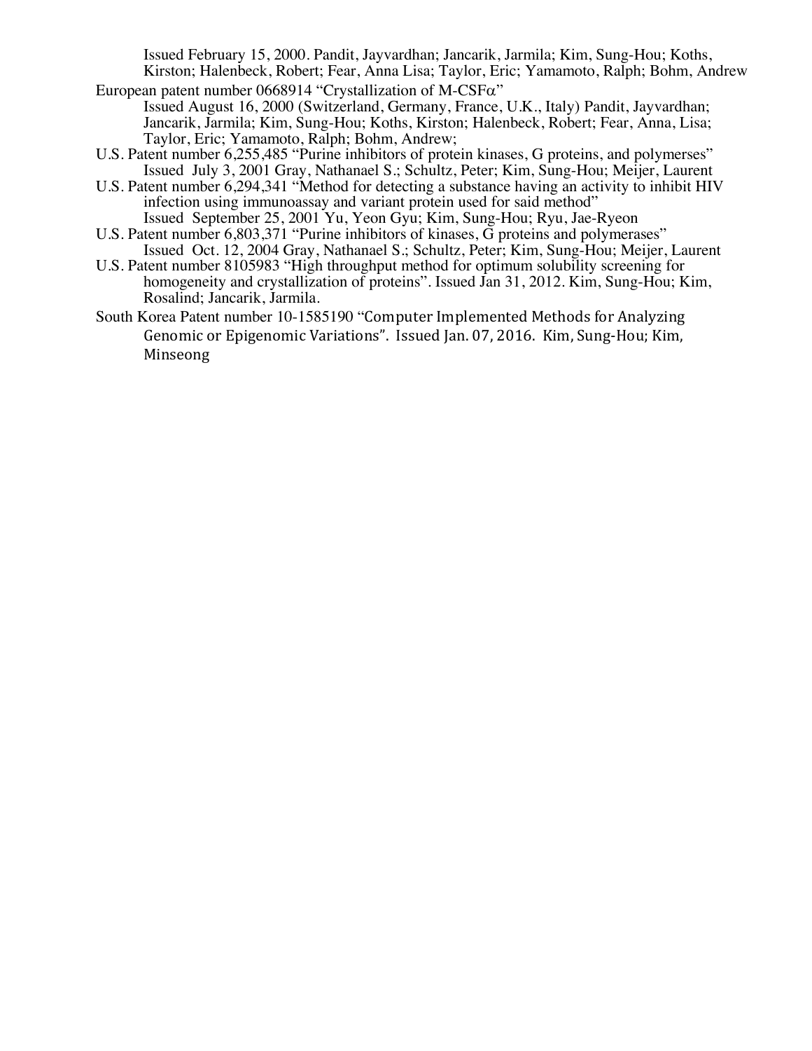Issued February 15, 2000. Pandit, Jayvardhan; Jancarik, Jarmila; Kim, Sung-Hou; Koths, Kirston; Halenbeck, Robert; Fear, Anna Lisa; Taylor, Eric; Yamamoto, Ralph; Bohm, Andrew

European patent number 0668914 "Crystallization of M-CSF$\alpha$"
Issued August 16, 2000 (Switzerland, Germany, France, U.K., Italy) Pandit, Jayvardhan; Jancarik, Jarmila; Kim, Sung-Hou; Koths, Kirston; Halenbeck, Robert; Fear, Anna, Lisa; Taylor, Eric; Yamamoto, Ralph; Bohm, Andrew;

U.S. Patent number 6,255,485 "Purine inhibitors of protein kinases, G proteins, and polymerses"
Issued July 3, 2001 Gray, Nathanael S.; Schultz, Peter; Kim, Sung-Hou; Meijer, Laurent

U.S. Patent number 6,294,341 "Method for detecting a substance having an activity to inhibit HIV infection using immunoassay and variant protein used for said method"
Issued September 25, 2001 Yu, Yeon Gyu; Kim, Sung-Hou; Ryu, Jae-Ryeon

U.S. Patent number 6,803,371 "Purine inhibitors of kinases, G proteins and polymerases"
Issued Oct. 12, 2004 Gray, Nathanael S.; Schultz, Peter; Kim, Sung-Hou; Meijer, Laurent

U.S. Patent number 8105983 "High throughput method for optimum solubility screening for homogeneity and crystallization of proteins". Issued Jan 31, 2012. Kim, Sung-Hou; Kim, Rosalind; Jancarik, Jarmila.

South Korea Patent number 10-1585190 "Computer Implemented Methods for Analyzing Genomic or Epigenomic Variations". Issued Jan. 07, 2016. Kim, Sung-Hou; Kim, Minseong